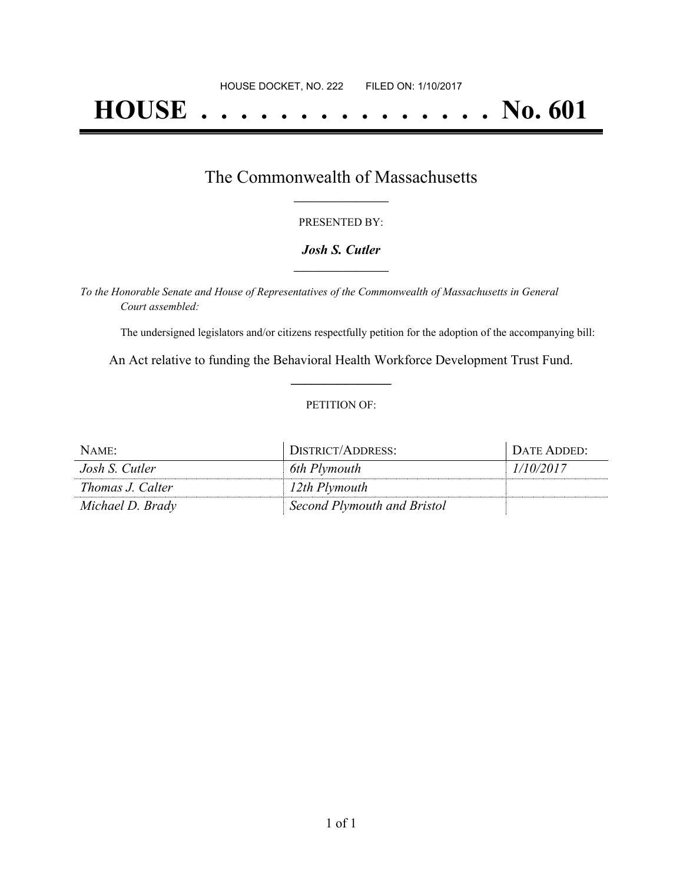HOUSE DOCKET, NO. 222 FILED ON: 1/10/2017

# HOUSE . . . . . . . . . . . . . . . No. 601

## The Commonwealth of Massachusetts

PRESENTED BY:

***Josh S. Cutler***

*To the Honorable Senate and House of Representatives of the Commonwealth of Massachusetts in General Court assembled:*

The undersigned legislators and/or citizens respectfully petition for the adoption of the accompanying bill:

An Act relative to funding the Behavioral Health Workforce Development Trust Fund.

PETITION OF:

| NAME: | DISTRICT/ADDRESS: | DATE ADDED: |
| --- | --- | --- |
| *Josh S. Cutler* | *6th Plymouth* | *1/10/2017* |
| *Thomas J. Calter* | *12th Plymouth* | |
| *Michael D. Brady* | *Second Plymouth and Bristol* | |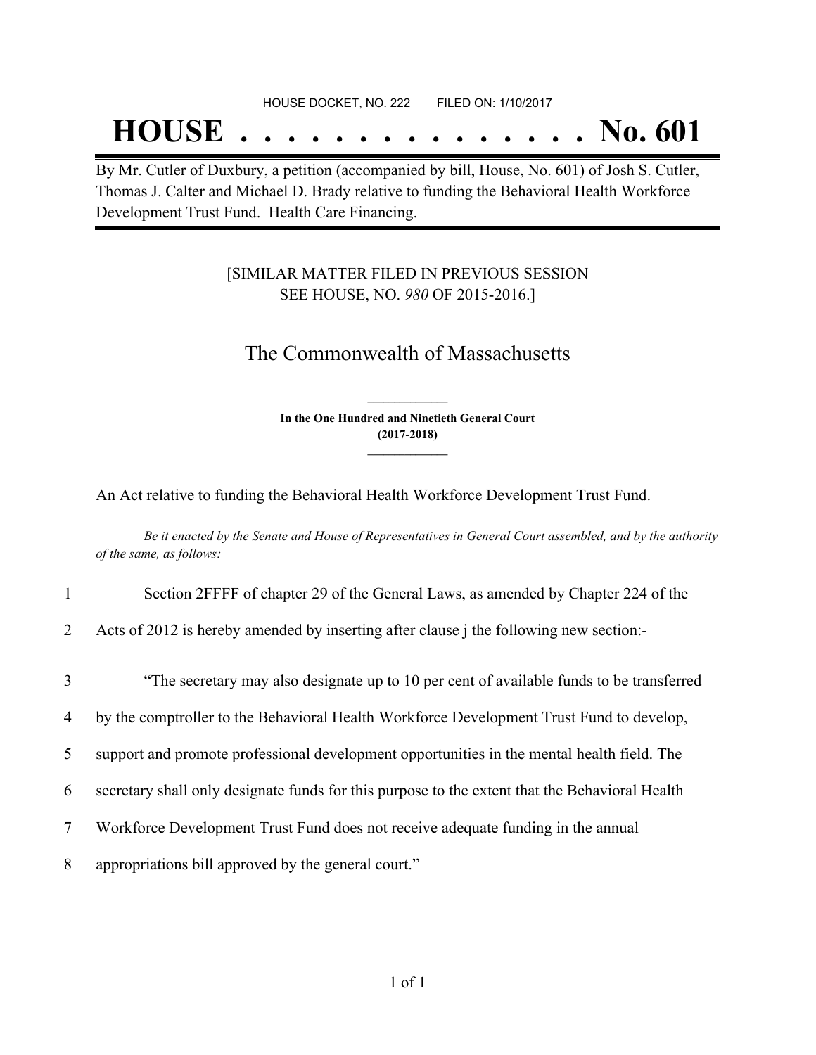HOUSE DOCKET, NO. 222 FILED ON: 1/10/2017

# HOUSE . . . . . . . . . . . . . . . No. 601

By Mr. Cutler of Duxbury, a petition (accompanied by bill, House, No. 601) of Josh S. Cutler, Thomas J. Calter and Michael D. Brady relative to funding the Behavioral Health Workforce Development Trust Fund. Health Care Financing.

[SIMILAR MATTER FILED IN PREVIOUS SESSION
SEE HOUSE, NO. *980* OF 2015-2016.]

## The Commonwealth of Massachusetts

**In the One Hundred and Ninetieth General Court**
**(2017-2018)**

An Act relative to funding the Behavioral Health Workforce Development Trust Fund.

*Be it enacted by the Senate and House of Representatives in General Court assembled, and by the authority of the same, as follows:*

1 Section 2FFFF of chapter 29 of the General Laws, as amended by Chapter 224 of the
2 Acts of 2012 is hereby amended by inserting after clause j the following new section:-

3 "The secretary may also designate up to 10 per cent of available funds to be transferred
4 by the comptroller to the Behavioral Health Workforce Development Trust Fund to develop,
5 support and promote professional development opportunities in the mental health field. The
6 secretary shall only designate funds for this purpose to the extent that the Behavioral Health
7 Workforce Development Trust Fund does not receive adequate funding in the annual
8 appropriations bill approved by the general court."